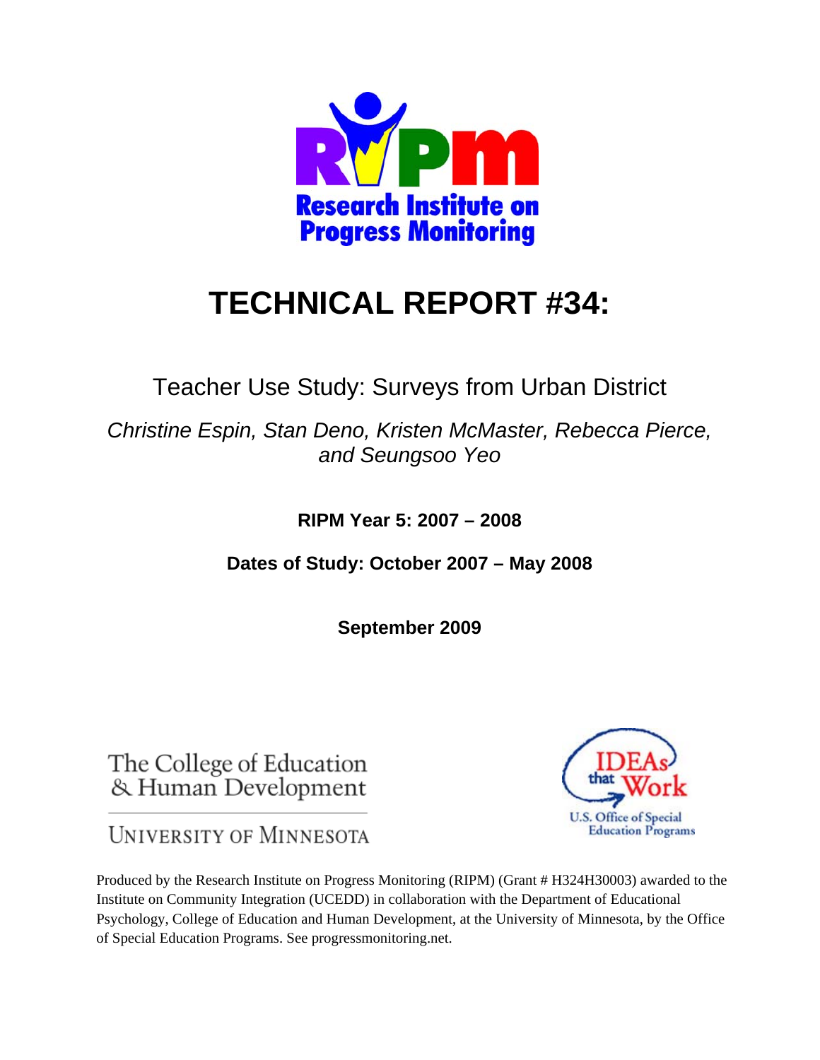Research Institute on Progress Monitoring

# TECHNICAL REPORT #34:

## Teacher Use Study: Surveys from Urban District

*Christine Espin, Stan Deno, Kristen McMaster, Rebecca Pierce, and Seungsoo Yeo*

**RIPM Year 5: 2007 – 2008**

**Dates of Study: October 2007 – May 2008**

**September 2009**

The College of Education & Human Development

University of Minnesota

IDEAs that Work

U.S. Office of Special Education Programs

Produced by the Research Institute on Progress Monitoring (RIPM) (Grant # H324H30003) awarded to the Institute on Community Integration (UCEDD) in collaboration with the Department of Educational Psychology, College of Education and Human Development, at the University of Minnesota, by the Office of Special Education Programs. See progressmonitoring.net.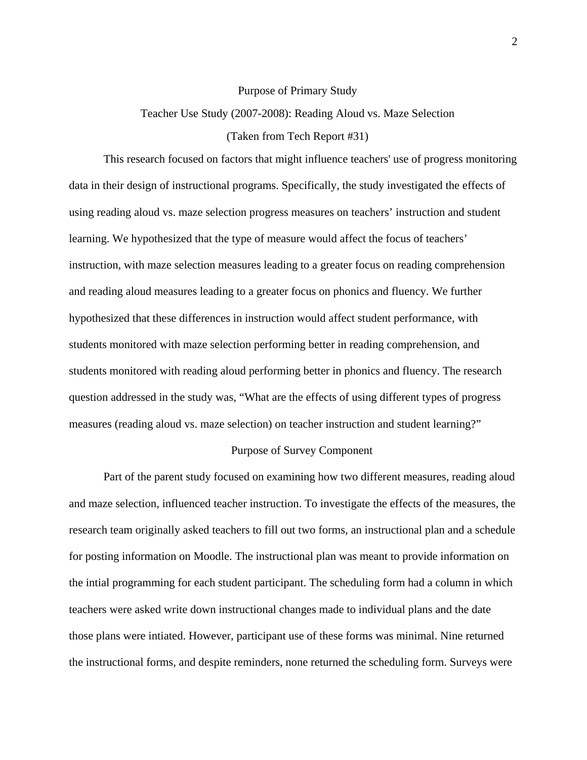## Purpose of Primary Study

### Teacher Use Study (2007-2008): Reading Aloud vs. Maze Selection

### (Taken from Tech Report #31)

This research focused on factors that might influence teachers' use of progress monitoring data in their design of instructional programs. Specifically, the study investigated the effects of using reading aloud vs. maze selection progress measures on teachers' instruction and student learning. We hypothesized that the type of measure would affect the focus of teachers' instruction, with maze selection measures leading to a greater focus on reading comprehension and reading aloud measures leading to a greater focus on phonics and fluency. We further hypothesized that these differences in instruction would affect student performance, with students monitored with maze selection performing better in reading comprehension, and students monitored with reading aloud performing better in phonics and fluency. The research question addressed in the study was, "What are the effects of using different types of progress measures (reading aloud vs. maze selection) on teacher instruction and student learning?"

## Purpose of Survey Component

Part of the parent study focused on examining how two different measures, reading aloud and maze selection, influenced teacher instruction. To investigate the effects of the measures, the research team originally asked teachers to fill out two forms, an instructional plan and a schedule for posting information on Moodle. The instructional plan was meant to provide information on the intial programming for each student participant. The scheduling form had a column in which teachers were asked write down instructional changes made to individual plans and the date those plans were intiated. However, participant use of these forms was minimal. Nine returned the instructional forms, and despite reminders, none returned the scheduling form. Surveys were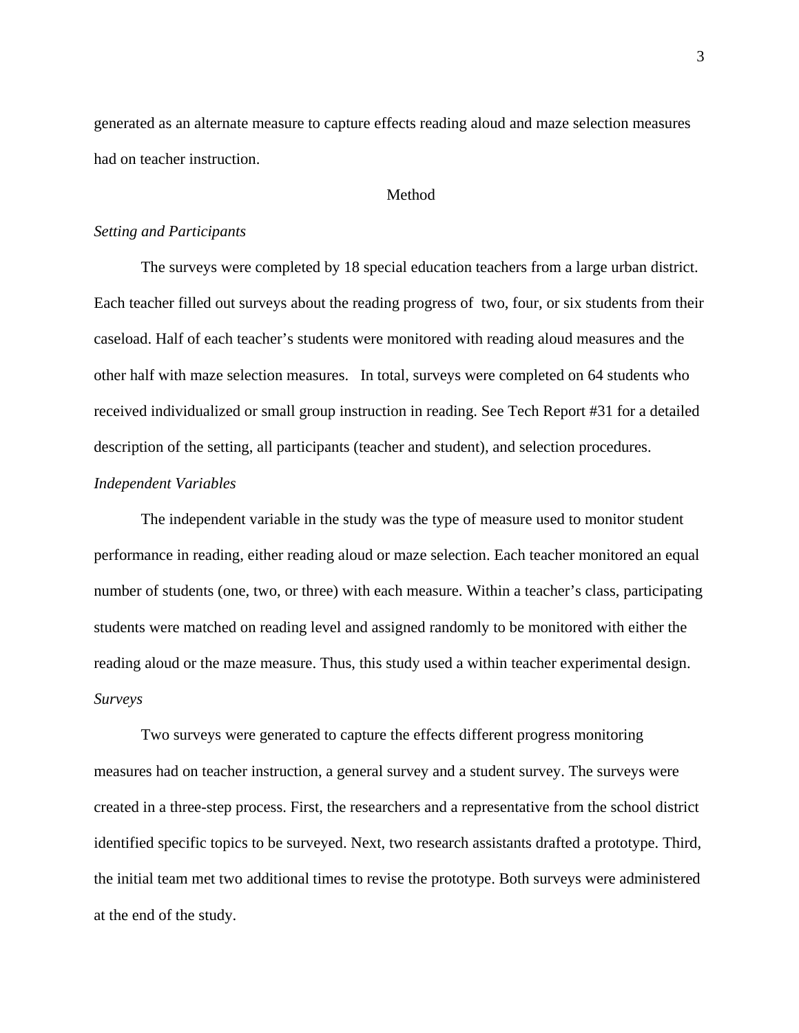generated as an alternate measure to capture effects reading aloud and maze selection measures had on teacher instruction.

## Method

### *Setting and Participants*

The surveys were completed by 18 special education teachers from a large urban district. Each teacher filled out surveys about the reading progress of two, four, or six students from their caseload. Half of each teacher's students were monitored with reading aloud measures and the other half with maze selection measures. In total, surveys were completed on 64 students who received individualized or small group instruction in reading. See Tech Report #31 for a detailed description of the setting, all participants (teacher and student), and selection procedures.

### *Independent Variables*

The independent variable in the study was the type of measure used to monitor student performance in reading, either reading aloud or maze selection. Each teacher monitored an equal number of students (one, two, or three) with each measure. Within a teacher's class, participating students were matched on reading level and assigned randomly to be monitored with either the reading aloud or the maze measure. Thus, this study used a within teacher experimental design.

### *Surveys*

Two surveys were generated to capture the effects different progress monitoring measures had on teacher instruction, a general survey and a student survey. The surveys were created in a three-step process. First, the researchers and a representative from the school district identified specific topics to be surveyed. Next, two research assistants drafted a prototype. Third, the initial team met two additional times to revise the prototype. Both surveys were administered at the end of the study.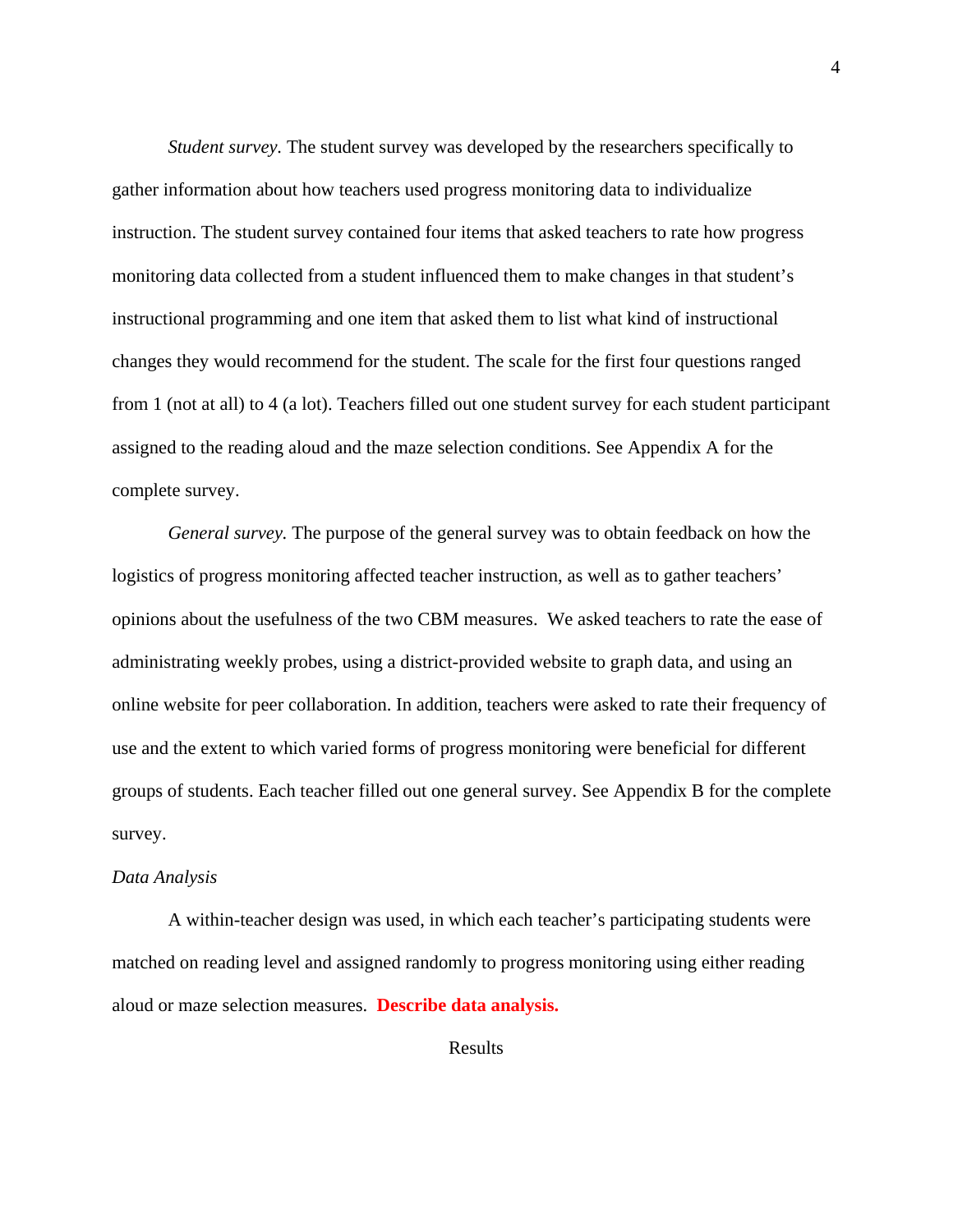*Student survey.* The student survey was developed by the researchers specifically to gather information about how teachers used progress monitoring data to individualize instruction. The student survey contained four items that asked teachers to rate how progress monitoring data collected from a student influenced them to make changes in that student's instructional programming and one item that asked them to list what kind of instructional changes they would recommend for the student. The scale for the first four questions ranged from 1 (not at all) to 4 (a lot). Teachers filled out one student survey for each student participant assigned to the reading aloud and the maze selection conditions. See Appendix A for the complete survey.

*General survey.* The purpose of the general survey was to obtain feedback on how the logistics of progress monitoring affected teacher instruction, as well as to gather teachers' opinions about the usefulness of the two CBM measures. We asked teachers to rate the ease of administrating weekly probes, using a district-provided website to graph data, and using an online website for peer collaboration. In addition, teachers were asked to rate their frequency of use and the extent to which varied forms of progress monitoring were beneficial for different groups of students. Each teacher filled out one general survey. See Appendix B for the complete survey.

### *Data Analysis*

A within-teacher design was used, in which each teacher's participating students were matched on reading level and assigned randomly to progress monitoring using either reading aloud or maze selection measures. **Describe data analysis.**

## Results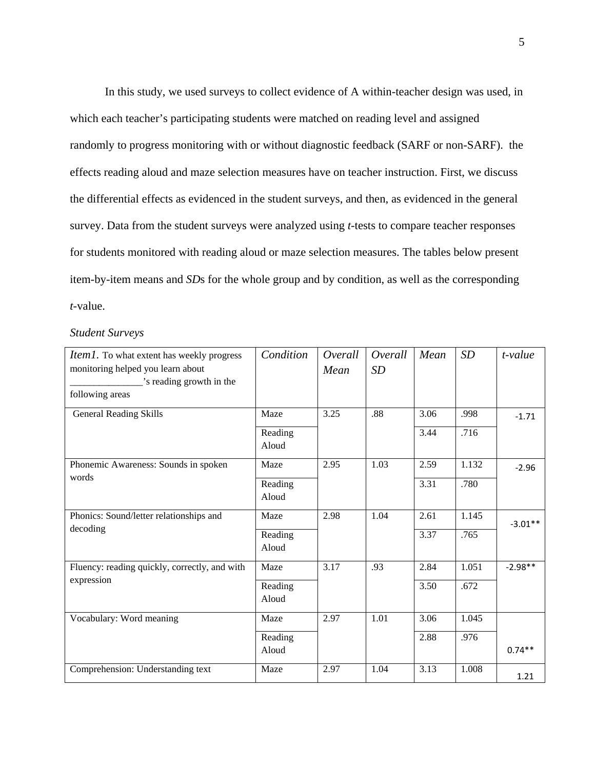In this study, we used surveys to collect evidence of A within-teacher design was used, in which each teacher's participating students were matched on reading level and assigned randomly to progress monitoring with or without diagnostic feedback (SARF or non-SARF).  the effects reading aloud and maze selection measures have on teacher instruction. First, we discuss the differential effects as evidenced in the student surveys, and then, as evidenced in the general survey. Data from the student surveys were analyzed using *t*-tests to compare teacher responses for students monitored with reading aloud or maze selection measures. The tables below present item-by-item means and *SD*s for the whole group and by condition, as well as the corresponding *t*-value.

*Student Surveys*

| *Item1.* To what extent has weekly progress monitoring helped you learn about ______________'s reading growth in the following areas | *Condition* | *Overall Mean* | *Overall SD* | *Mean* | *SD* | *t-value* |
|---|---|---|---|---|---|---|
| General Reading Skills | Maze | 3.25 | .88 | 3.06 | .998 | -1.71 |
| | Reading Aloud | | | 3.44 | .716 | |
| Phonemic Awareness: Sounds in spoken words | Maze | 2.95 | 1.03 | 2.59 | 1.132 | -2.96 |
| | Reading Aloud | | | 3.31 | .780 | |
| Phonics: Sound/letter relationships and decoding | Maze | 2.98 | 1.04 | 2.61 | 1.145 | -3.01** |
| | Reading Aloud | | | 3.37 | .765 | |
| Fluency: reading quickly, correctly, and with expression | Maze | 3.17 | .93 | 2.84 | 1.051 | -2.98** |
| | Reading Aloud | | | 3.50 | .672 | |
| Vocabulary: Word meaning | Maze | 2.97 | 1.01 | 3.06 | 1.045 | |
| | Reading Aloud | | | 2.88 | .976 | 0.74** |
| Comprehension: Understanding text | Maze | 2.97 | 1.04 | 3.13 | 1.008 | 1.21 |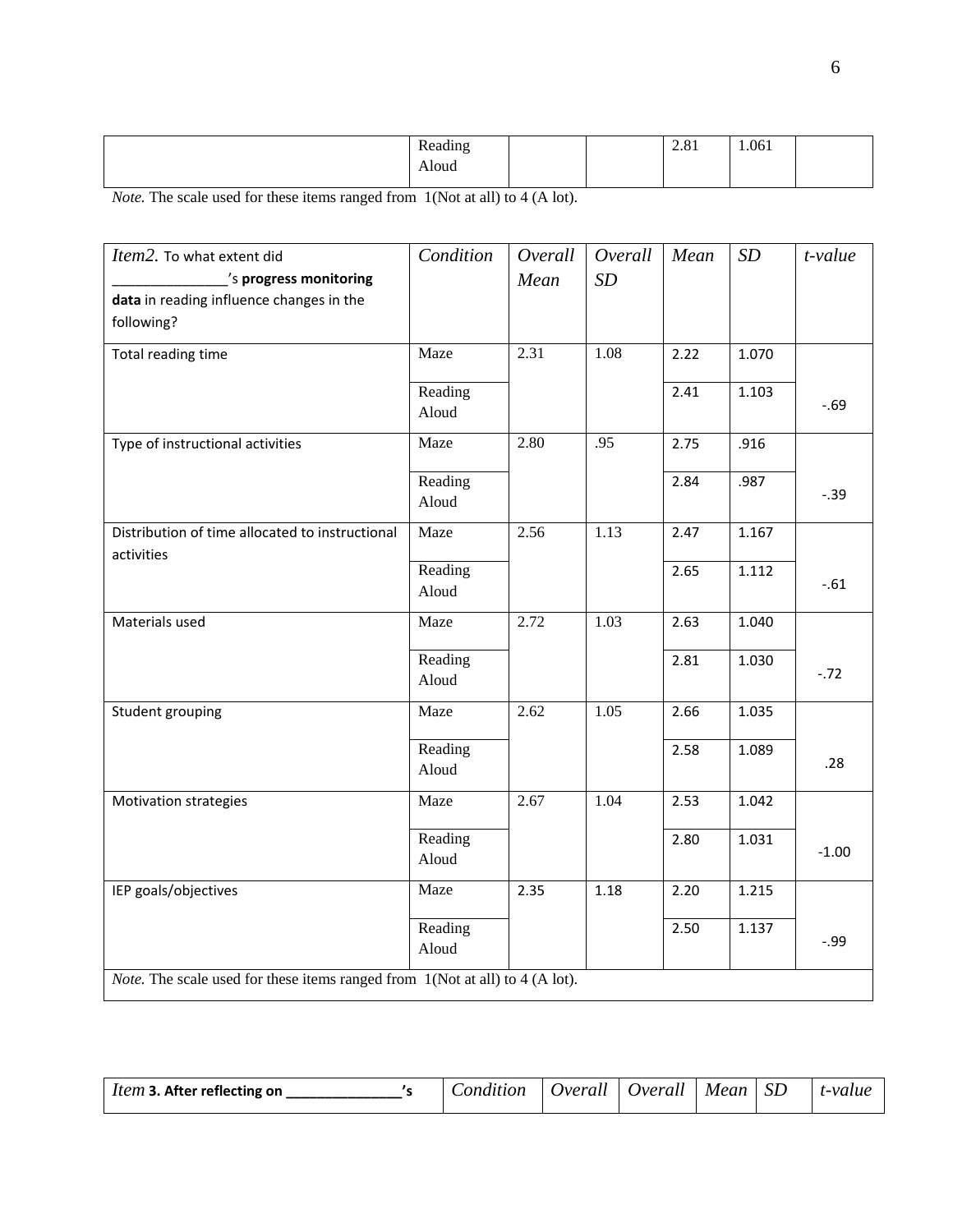| | Reading Aloud | | | 2.81 | 1.061 | |
|---|---|---|---|---|---|---|

*Note.* The scale used for these items ranged from 1(Not at all) to 4 (A lot).

| *Item2.* To what extent did _______________'s **progress monitoring data** in reading influence changes in the following? | *Condition* | *Overall Mean* | *Overall SD* | *Mean* | *SD* | *t-value* |
|---|---|---|---|---|---|---|
| Total reading time | Maze | 2.31 | 1.08 | 2.22 | 1.070 | |
| | Reading Aloud | | | 2.41 | 1.103 | -.69 |
| Type of instructional activities | Maze | 2.80 | .95 | 2.75 | .916 | |
| | Reading Aloud | | | 2.84 | .987 | -.39 |
| Distribution of time allocated to instructional activities | Maze | 2.56 | 1.13 | 2.47 | 1.167 | |
| | Reading Aloud | | | 2.65 | 1.112 | -.61 |
| Materials used | Maze | 2.72 | 1.03 | 2.63 | 1.040 | |
| | Reading Aloud | | | 2.81 | 1.030 | -.72 |
| Student grouping | Maze | 2.62 | 1.05 | 2.66 | 1.035 | |
| | Reading Aloud | | | 2.58 | 1.089 | .28 |
| Motivation strategies | Maze | 2.67 | 1.04 | 2.53 | 1.042 | |
| | Reading Aloud | | | 2.80 | 1.031 | -1.00 |
| IEP goals/objectives | Maze | 2.35 | 1.18 | 2.20 | 1.215 | |
| | Reading Aloud | | | 2.50 | 1.137 | -.99 |

*Note.* The scale used for these items ranged from 1(Not at all) to 4 (A lot).

| *Item* **3. After reflecting on _______________'s** | *Condition* | *Overall* | *Overall* | *Mean* | *SD* | *t-value* |
|---|---|---|---|---|---|---|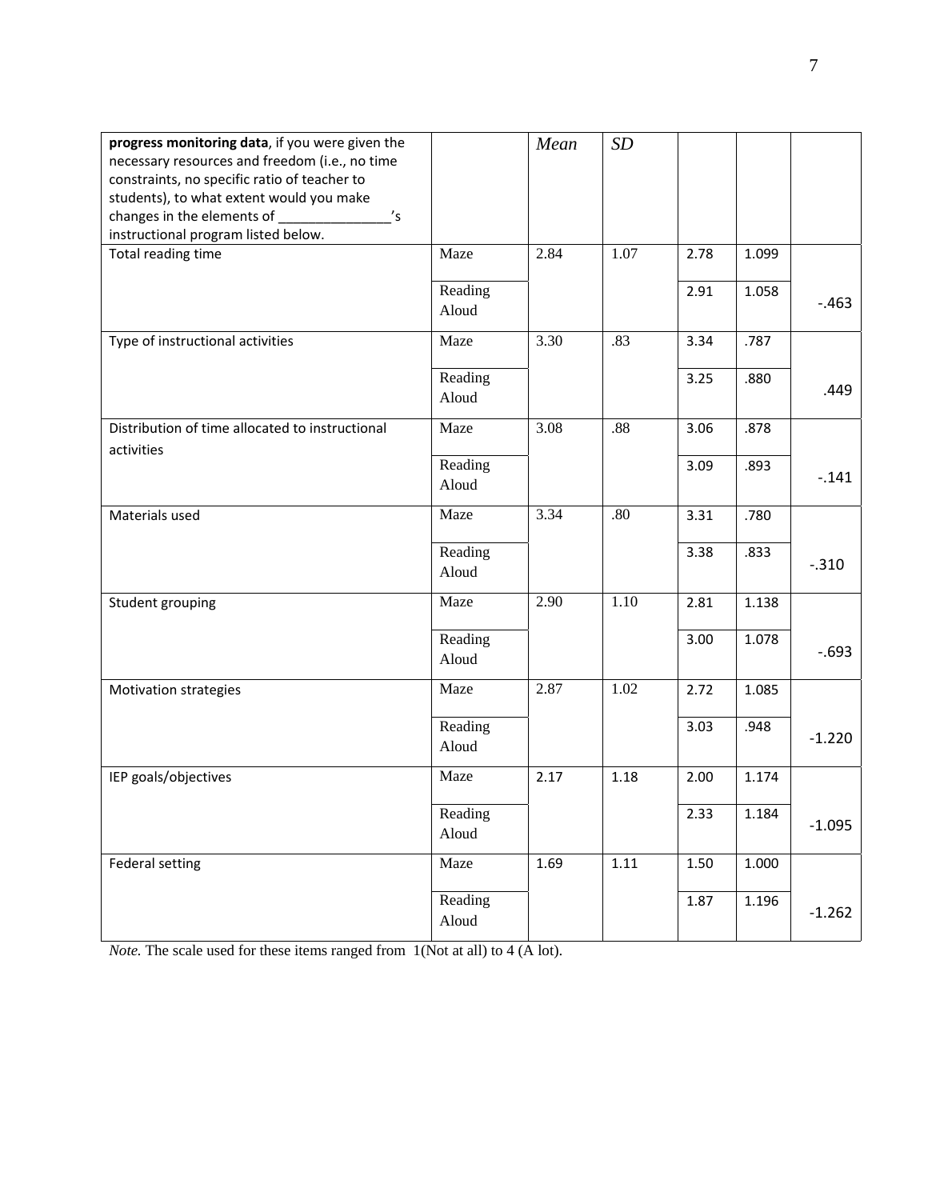| **progress monitoring data**, if you were given the necessary resources and freedom (i.e., no time constraints, no specific ratio of teacher to students), to what extent would you make changes in the elements of _______________'s instructional program listed below. | | *Mean* | *SD* | | | |
|---|---|---|---|---|---|---|
| Total reading time | Maze | 2.84 | 1.07 | 2.78 | 1.099 | -.463 |
| | Reading Aloud | | | 2.91 | 1.058 | |
| Type of instructional activities | Maze | 3.30 | .83 | 3.34 | .787 | .449 |
| | Reading Aloud | | | 3.25 | .880 | |
| Distribution of time allocated to instructional activities | Maze | 3.08 | .88 | 3.06 | .878 | -.141 |
| | Reading Aloud | | | 3.09 | .893 | |
| Materials used | Maze | 3.34 | .80 | 3.31 | .780 | -.310 |
| | Reading Aloud | | | 3.38 | .833 | |
| Student grouping | Maze | 2.90 | 1.10 | 2.81 | 1.138 | -.693 |
| | Reading Aloud | | | 3.00 | 1.078 | |
| Motivation strategies | Maze | 2.87 | 1.02 | 2.72 | 1.085 | -1.220 |
| | Reading Aloud | | | 3.03 | .948 | |
| IEP goals/objectives | Maze | 2.17 | 1.18 | 2.00 | 1.174 | -1.095 |
| | Reading Aloud | | | 2.33 | 1.184 | |
| Federal setting | Maze | 1.69 | 1.11 | 1.50 | 1.000 | -1.262 |
| | Reading Aloud | | | 1.87 | 1.196 | |

*Note.* The scale used for these items ranged from 1(Not at all) to 4 (A lot).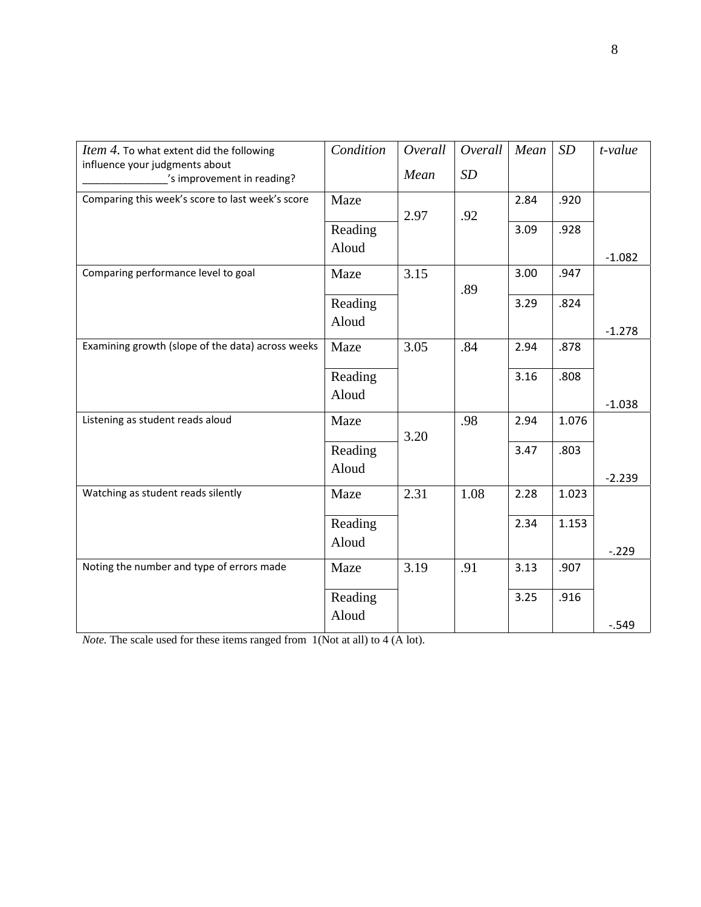| *Item 4.* To what extent did the following influence your judgments about _______________'s improvement in reading? | *Condition* | *Overall Mean* | *Overall SD* | *Mean* | *SD* | *t-value* |
|---|---|---|---|---|---|---|
| Comparing this week's score to last week's score | Maze | 2.97 | .92 | 2.84 | .920 | |
| | Reading Aloud | | | 3.09 | .928 | -1.082 |
| Comparing performance level to goal | Maze | 3.15 | .89 | 3.00 | .947 | |
| | Reading Aloud | | | 3.29 | .824 | -1.278 |
| Examining growth (slope of the data) across weeks | Maze | 3.05 | .84 | 2.94 | .878 | |
| | Reading Aloud | | | 3.16 | .808 | -1.038 |
| Listening as student reads aloud | Maze | 3.20 | .98 | 2.94 | 1.076 | |
| | Reading Aloud | | | 3.47 | .803 | -2.239 |
| Watching as student reads silently | Maze | 2.31 | 1.08 | 2.28 | 1.023 | |
| | Reading Aloud | | | 2.34 | 1.153 | -.229 |
| Noting the number and type of errors made | Maze | 3.19 | .91 | 3.13 | .907 | |
| | Reading Aloud | | | 3.25 | .916 | -.549 |

*Note.* The scale used for these items ranged from 1(Not at all) to 4 (A lot).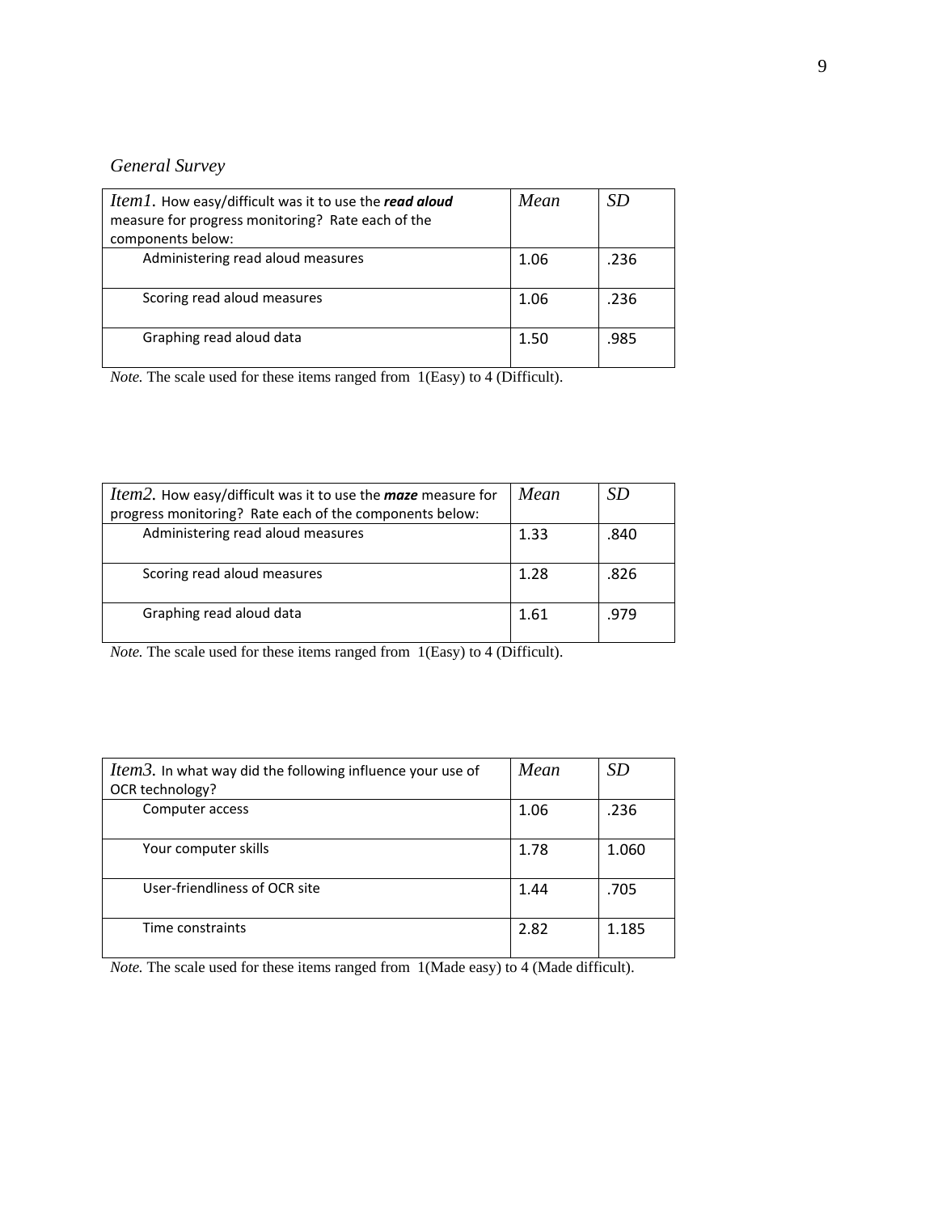*General Survey*

| *Item1.* How easy/difficult was it to use the ***read aloud*** measure for progress monitoring? Rate each of the components below: | *Mean* | *SD* |
|---|---|---|
| Administering read aloud measures | 1.06 | .236 |
| Scoring read aloud measures | 1.06 | .236 |
| Graphing read aloud data | 1.50 | .985 |

*Note.* The scale used for these items ranged from 1(Easy) to 4 (Difficult).

| *Item2.* How easy/difficult was it to use the ***maze*** measure for progress monitoring? Rate each of the components below: | *Mean* | *SD* |
|---|---|---|
| Administering read aloud measures | 1.33 | .840 |
| Scoring read aloud measures | 1.28 | .826 |
| Graphing read aloud data | 1.61 | .979 |

*Note.* The scale used for these items ranged from 1(Easy) to 4 (Difficult).

| *Item3.* In what way did the following influence your use of OCR technology? | *Mean* | *SD* |
|---|---|---|
| Computer access | 1.06 | .236 |
| Your computer skills | 1.78 | 1.060 |
| User-friendliness of OCR site | 1.44 | .705 |
| Time constraints | 2.82 | 1.185 |

*Note.* The scale used for these items ranged from 1(Made easy) to 4 (Made difficult).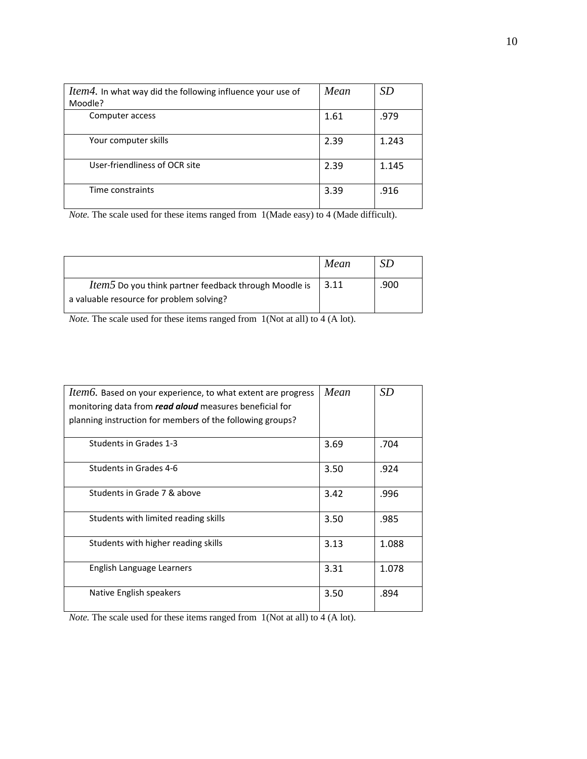| *Item4.* In what way did the following influence your use of Moodle? | *Mean* | *SD* |
| --- | --- | --- |
| Computer access | 1.61 | .979 |
| Your computer skills | 2.39 | 1.243 |
| User-friendliness of OCR site | 2.39 | 1.145 |
| Time constraints | 3.39 | .916 |

*Note.* The scale used for these items ranged from 1(Made easy) to 4 (Made difficult).

| | *Mean* | *SD* |
| --- | --- | --- |
| *Item5* Do you think partner feedback through Moodle is a valuable resource for problem solving? | 3.11 | .900 |

*Note.* The scale used for these items ranged from 1(Not at all) to 4 (A lot).

| *Item6.* Based on your experience, to what extent are progress monitoring data from ***read aloud*** measures beneficial for planning instruction for members of the following groups? | *Mean* | *SD* |
| --- | --- | --- |
| Students in Grades 1-3 | 3.69 | .704 |
| Students in Grades 4-6 | 3.50 | .924 |
| Students in Grade 7 & above | 3.42 | .996 |
| Students with limited reading skills | 3.50 | .985 |
| Students with higher reading skills | 3.13 | 1.088 |
| English Language Learners | 3.31 | 1.078 |
| Native English speakers | 3.50 | .894 |

*Note.* The scale used for these items ranged from 1(Not at all) to 4 (A lot).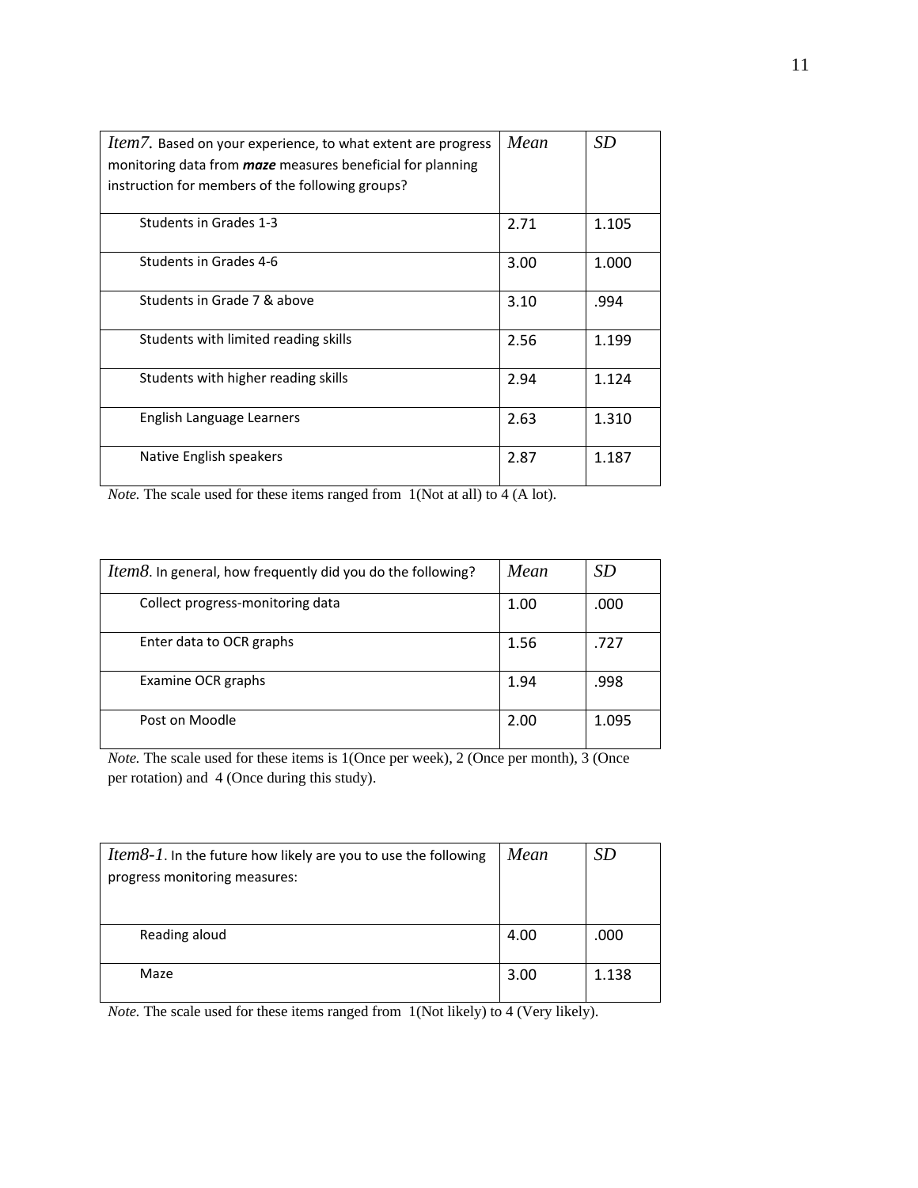| *Item7.* Based on your experience, to what extent are progress monitoring data from ***maze*** measures beneficial for planning instruction for members of the following groups? | *Mean* | *SD* |
|---|---|---|
| Students in Grades 1-3 | 2.71 | 1.105 |
| Students in Grades 4-6 | 3.00 | 1.000 |
| Students in Grade 7 & above | 3.10 | .994 |
| Students with limited reading skills | 2.56 | 1.199 |
| Students with higher reading skills | 2.94 | 1.124 |
| English Language Learners | 2.63 | 1.310 |
| Native English speakers | 2.87 | 1.187 |

*Note.* The scale used for these items ranged from 1(Not at all) to 4 (A lot).

| *Item8.* In general, how frequently did you do the following? | *Mean* | *SD* |
|---|---|---|
| Collect progress-monitoring data | 1.00 | .000 |
| Enter data to OCR graphs | 1.56 | .727 |
| Examine OCR graphs | 1.94 | .998 |
| Post on Moodle | 2.00 | 1.095 |

*Note.* The scale used for these items is 1(Once per week), 2 (Once per month), 3 (Once per rotation) and 4 (Once during this study).

| *Item8-1.* In the future how likely are you to use the following progress monitoring measures: | *Mean* | *SD* |
|---|---|---|
| Reading aloud | 4.00 | .000 |
| Maze | 3.00 | 1.138 |

*Note.* The scale used for these items ranged from 1(Not likely) to 4 (Very likely).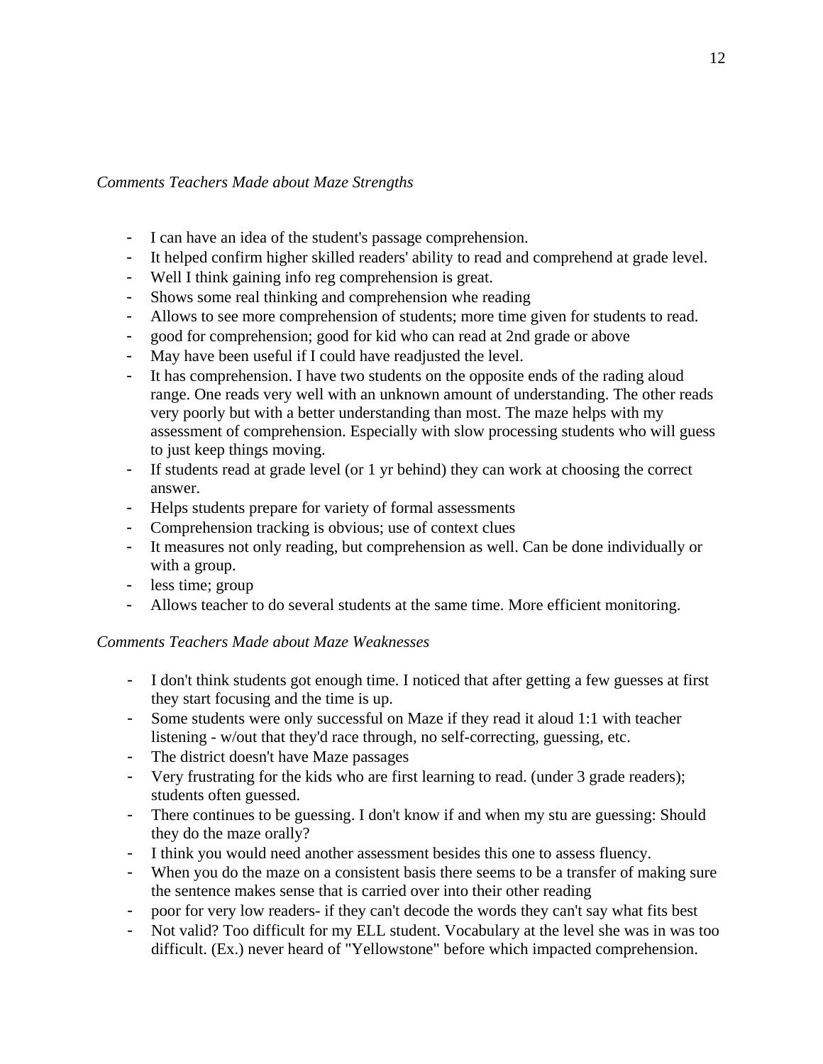*Comments Teachers Made about Maze Strengths*

- I can have an idea of the student's passage comprehension.
- It helped confirm higher skilled readers' ability to read and comprehend at grade level.
- Well I think gaining info reg comprehension is great.
- Shows some real thinking and comprehension whe reading
- Allows to see more comprehension of students; more time given for students to read.
- good for comprehension; good for kid who can read at 2nd grade or above
- May have been useful if I could have readjusted the level.
- It has comprehension. I have two students on the opposite ends of the rading aloud range. One reads very well with an unknown amount of understanding. The other reads very poorly but with a better understanding than most. The maze helps with my assessment of comprehension. Especially with slow processing students who will guess to just keep things moving.
- If students read at grade level (or 1 yr behind) they can work at choosing the correct answer.
- Helps students prepare for variety of formal assessments
- Comprehension tracking is obvious; use of context clues
- It measures not only reading, but comprehension as well. Can be done individually or with a group.
- less time; group
- Allows teacher to do several students at the same time. More efficient monitoring.

*Comments Teachers Made about Maze Weaknesses*

- I don't think students got enough time. I noticed that after getting a few guesses at first they start focusing and the time is up.
- Some students were only successful on Maze if they read it aloud 1:1 with teacher listening - w/out that they'd race through, no self-correcting, guessing, etc.
- The district doesn't have Maze passages
- Very frustrating for the kids who are first learning to read. (under 3 grade readers); students often guessed.
- There continues to be guessing. I don't know if and when my stu are guessing: Should they do the maze orally?
- I think you would need another assessment besides this one to assess fluency.
- When you do the maze on a consistent basis there seems to be a transfer of making sure the sentence makes sense that is carried over into their other reading
- poor for very low readers- if they can't decode the words they can't say what fits best
- Not valid? Too difficult for my ELL student. Vocabulary at the level she was in was too difficult. (Ex.) never heard of "Yellowstone" before which impacted comprehension.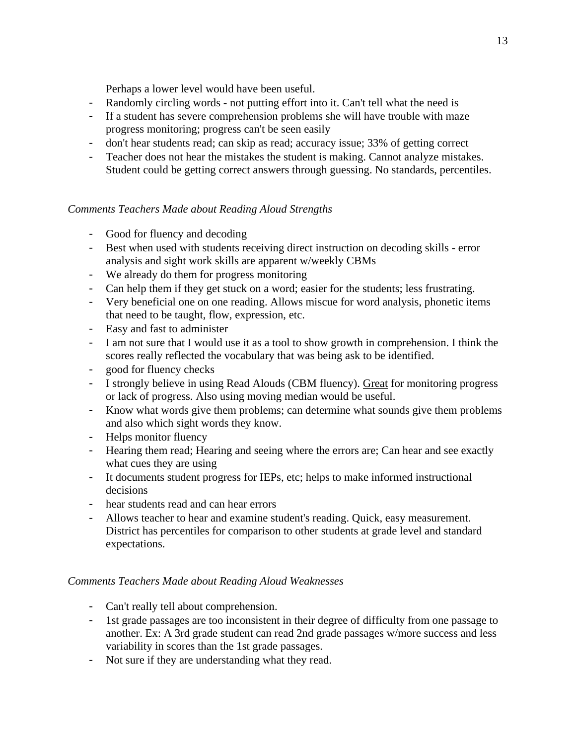Perhaps a lower level would have been useful.

- Randomly circling words - not putting effort into it. Can't tell what the need is
- If a student has severe comprehension problems she will have trouble with maze progress monitoring; progress can't be seen easily
- don't hear students read; can skip as read; accuracy issue; 33% of getting correct
- Teacher does not hear the mistakes the student is making. Cannot analyze mistakes. Student could be getting correct answers through guessing. No standards, percentiles.

*Comments Teachers Made about Reading Aloud Strengths*

- Good for fluency and decoding
- Best when used with students receiving direct instruction on decoding skills - error analysis and sight work skills are apparent w/weekly CBMs
- We already do them for progress monitoring
- Can help them if they get stuck on a word; easier for the students; less frustrating.
- Very beneficial one on one reading. Allows miscue for word analysis, phonetic items that need to be taught, flow, expression, etc.
- Easy and fast to administer
- I am not sure that I would use it as a tool to show growth in comprehension. I think the scores really reflected the vocabulary that was being ask to be identified.
- good for fluency checks
- I strongly believe in using Read Alouds (CBM fluency). <u>Great</u> for monitoring progress or lack of progress. Also using moving median would be useful.
- Know what words give them problems; can determine what sounds give them problems and also which sight words they know.
- Helps monitor fluency
- Hearing them read; Hearing and seeing where the errors are; Can hear and see exactly what cues they are using
- It documents student progress for IEPs, etc; helps to make informed instructional decisions
- hear students read and can hear errors
- Allows teacher to hear and examine student's reading. Quick, easy measurement. District has percentiles for comparison to other students at grade level and standard expectations.

*Comments Teachers Made about Reading Aloud Weaknesses*

- Can't really tell about comprehension.
- 1st grade passages are too inconsistent in their degree of difficulty from one passage to another. Ex: A 3rd grade student can read 2nd grade passages w/more success and less variability in scores than the 1st grade passages.
- Not sure if they are understanding what they read.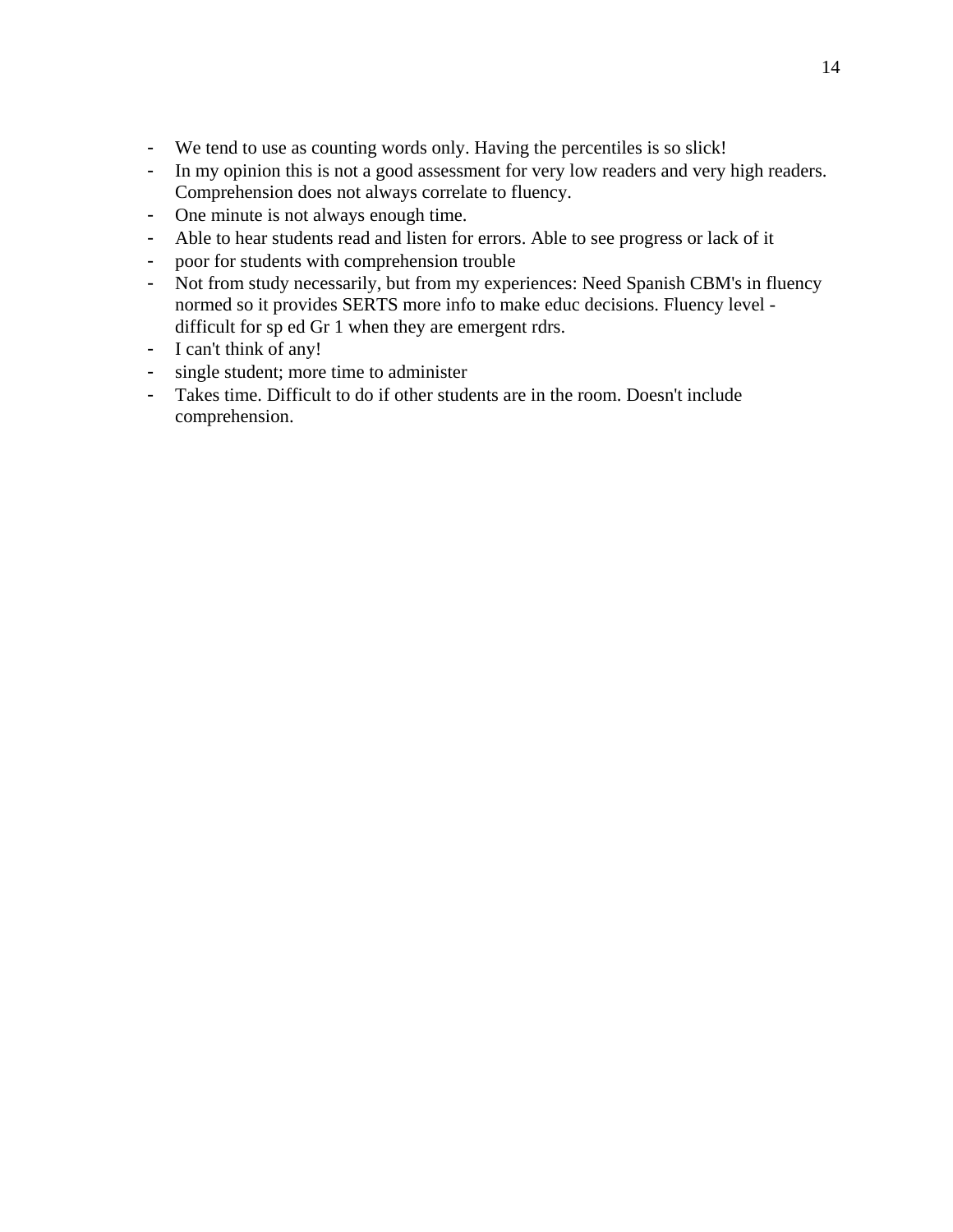- We tend to use as counting words only. Having the percentiles is so slick!
- In my opinion this is not a good assessment for very low readers and very high readers. Comprehension does not always correlate to fluency.
- One minute is not always enough time.
- Able to hear students read and listen for errors. Able to see progress or lack of it
- poor for students with comprehension trouble
- Not from study necessarily, but from my experiences: Need Spanish CBM's in fluency normed so it provides SERTS more info to make educ decisions. Fluency level - difficult for sp ed Gr 1 when they are emergent rdrs.
- I can't think of any!
- single student; more time to administer
- Takes time. Difficult to do if other students are in the room. Doesn't include comprehension.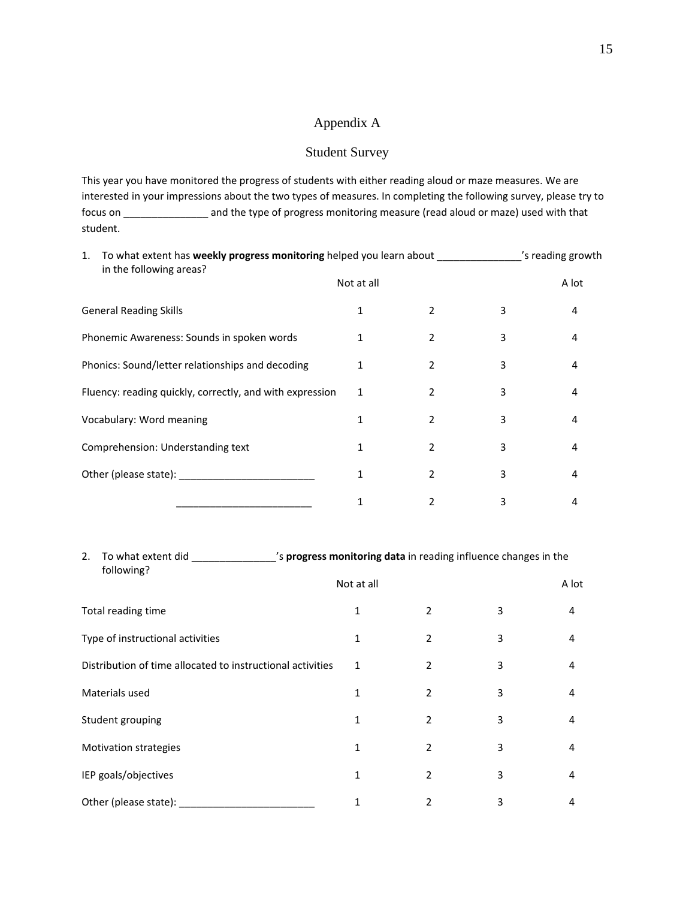# Appendix A

## Student Survey

This year you have monitored the progress of students with either reading aloud or maze measures. We are interested in your impressions about the two types of measures. In completing the following survey, please try to focus on _______________ and the type of progress monitoring measure (read aloud or maze) used with that student.

1. To what extent has **weekly progress monitoring** helped you learn about _______________'s reading growth in the following areas?

| | Not at all | | | A lot |
|---|---|---|---|---|
| General Reading Skills | 1 | 2 | 3 | 4 |
| Phonemic Awareness: Sounds in spoken words | 1 | 2 | 3 | 4 |
| Phonics: Sound/letter relationships and decoding | 1 | 2 | 3 | 4 |
| Fluency: reading quickly, correctly, and with expression | 1 | 2 | 3 | 4 |
| Vocabulary: Word meaning | 1 | 2 | 3 | 4 |
| Comprehension: Understanding text | 1 | 2 | 3 | 4 |
| Other (please state): ________________________ | 1 | 2 | 3 | 4 |
| ________________________ | 1 | 2 | 3 | 4 |

2. To what extent did _______________'s **progress monitoring data** in reading influence changes in the following?

| | Not at all | | | A lot |
|---|---|---|---|---|
| Total reading time | 1 | 2 | 3 | 4 |
| Type of instructional activities | 1 | 2 | 3 | 4 |
| Distribution of time allocated to instructional activities | 1 | 2 | 3 | 4 |
| Materials used | 1 | 2 | 3 | 4 |
| Student grouping | 1 | 2 | 3 | 4 |
| Motivation strategies | 1 | 2 | 3 | 4 |
| IEP goals/objectives | 1 | 2 | 3 | 4 |
| Other (please state): ________________________ | 1 | 2 | 3 | 4 |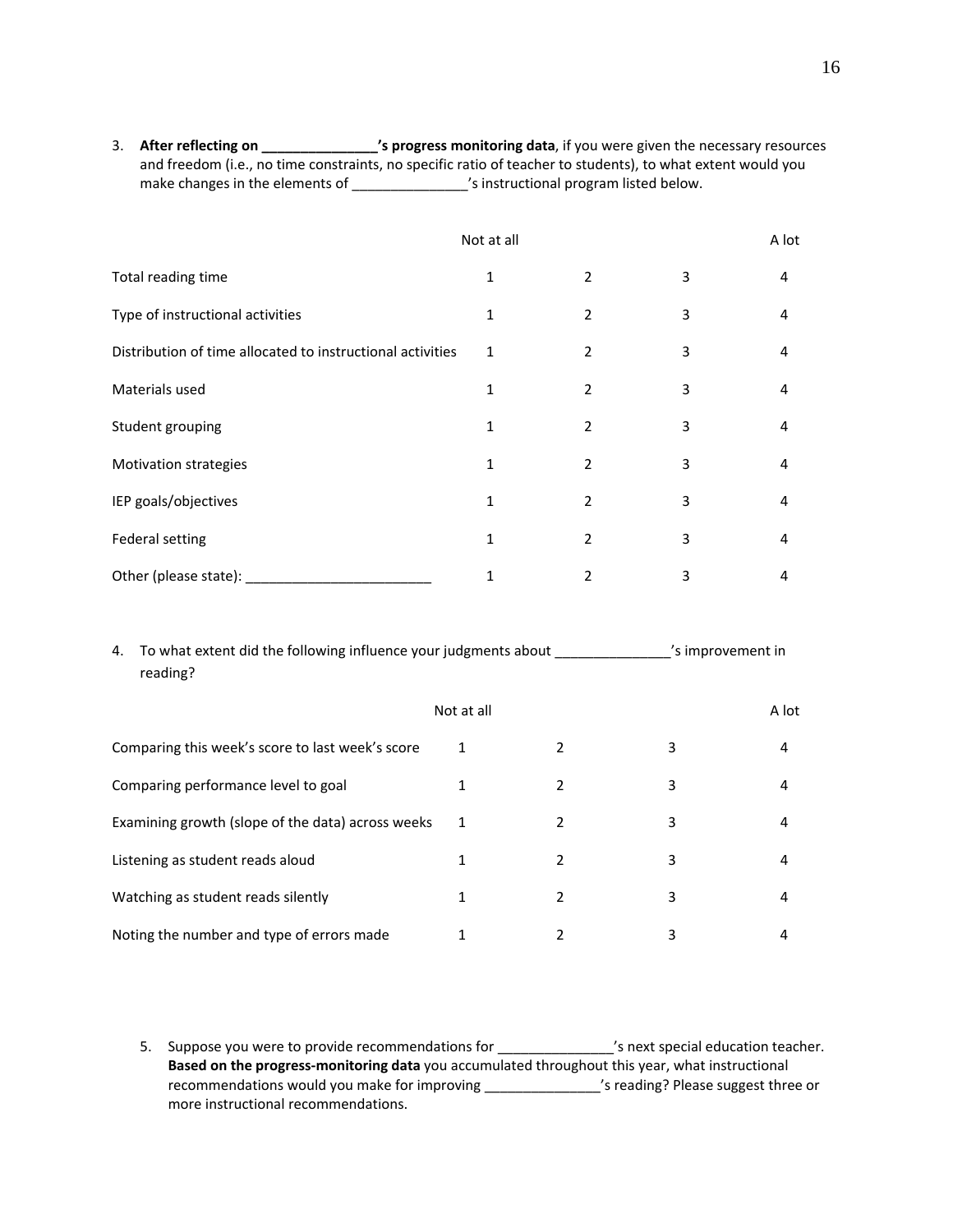3. **After reflecting on _______________'s progress monitoring data**, if you were given the necessary resources and freedom (i.e., no time constraints, no specific ratio of teacher to students), to what extent would you make changes in the elements of _______________'s instructional program listed below.

| | Not at all | | | A lot |
|---|---|---|---|---|
| Total reading time | 1 | 2 | 3 | 4 |
| Type of instructional activities | 1 | 2 | 3 | 4 |
| Distribution of time allocated to instructional activities | 1 | 2 | 3 | 4 |
| Materials used | 1 | 2 | 3 | 4 |
| Student grouping | 1 | 2 | 3 | 4 |
| Motivation strategies | 1 | 2 | 3 | 4 |
| IEP goals/objectives | 1 | 2 | 3 | 4 |
| Federal setting | 1 | 2 | 3 | 4 |
| Other (please state): ________________________ | 1 | 2 | 3 | 4 |

4. To what extent did the following influence your judgments about _______________'s improvement in reading?

| | Not at all | | | A lot |
|---|---|---|---|---|
| Comparing this week's score to last week's score | 1 | 2 | 3 | 4 |
| Comparing performance level to goal | 1 | 2 | 3 | 4 |
| Examining growth (slope of the data) across weeks | 1 | 2 | 3 | 4 |
| Listening as student reads aloud | 1 | 2 | 3 | 4 |
| Watching as student reads silently | 1 | 2 | 3 | 4 |
| Noting the number and type of errors made | 1 | 2 | 3 | 4 |

5. Suppose you were to provide recommendations for _______________'s next special education teacher. **Based on the progress-monitoring data** you accumulated throughout this year, what instructional recommendations would you make for improving _______________'s reading? Please suggest three or more instructional recommendations.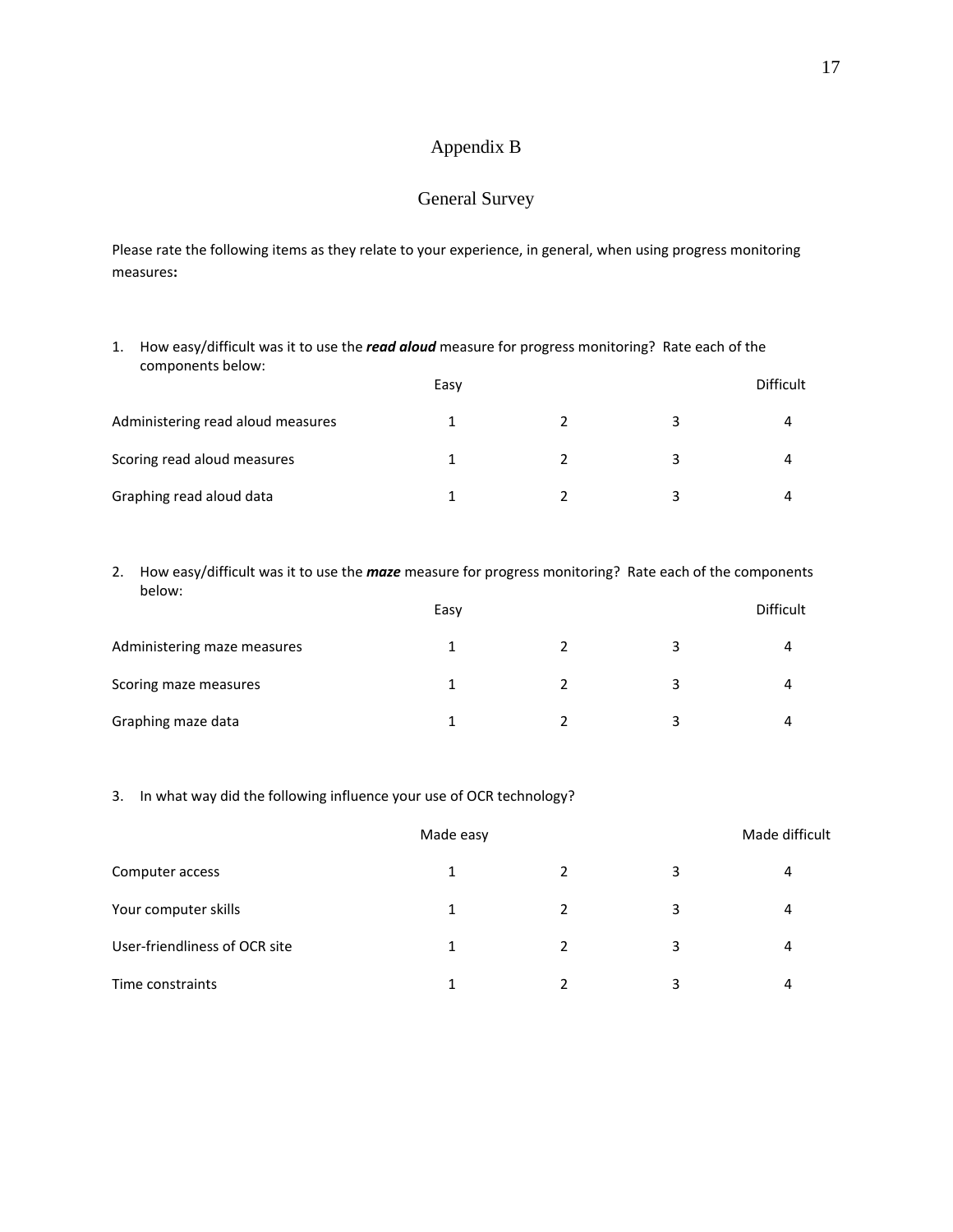# Appendix B

## General Survey

Please rate the following items as they relate to your experience, in general, when using progress monitoring measures**:**

1. How easy/difficult was it to use the ***read aloud*** measure for progress monitoring? Rate each of the components below:

| | Easy | | | Difficult |
|---|---|---|---|---|
| Administering read aloud measures | 1 | 2 | 3 | 4 |
| Scoring read aloud measures | 1 | 2 | 3 | 4 |
| Graphing read aloud data | 1 | 2 | 3 | 4 |

2. How easy/difficult was it to use the ***maze*** measure for progress monitoring? Rate each of the components below:

| | Easy | | | Difficult |
|---|---|---|---|---|
| Administering maze measures | 1 | 2 | 3 | 4 |
| Scoring maze measures | 1 | 2 | 3 | 4 |
| Graphing maze data | 1 | 2 | 3 | 4 |

3. In what way did the following influence your use of OCR technology?

| | Made easy | | | Made difficult |
|---|---|---|---|---|
| Computer access | 1 | 2 | 3 | 4 |
| Your computer skills | 1 | 2 | 3 | 4 |
| User-friendliness of OCR site | 1 | 2 | 3 | 4 |
| Time constraints | 1 | 2 | 3 | 4 |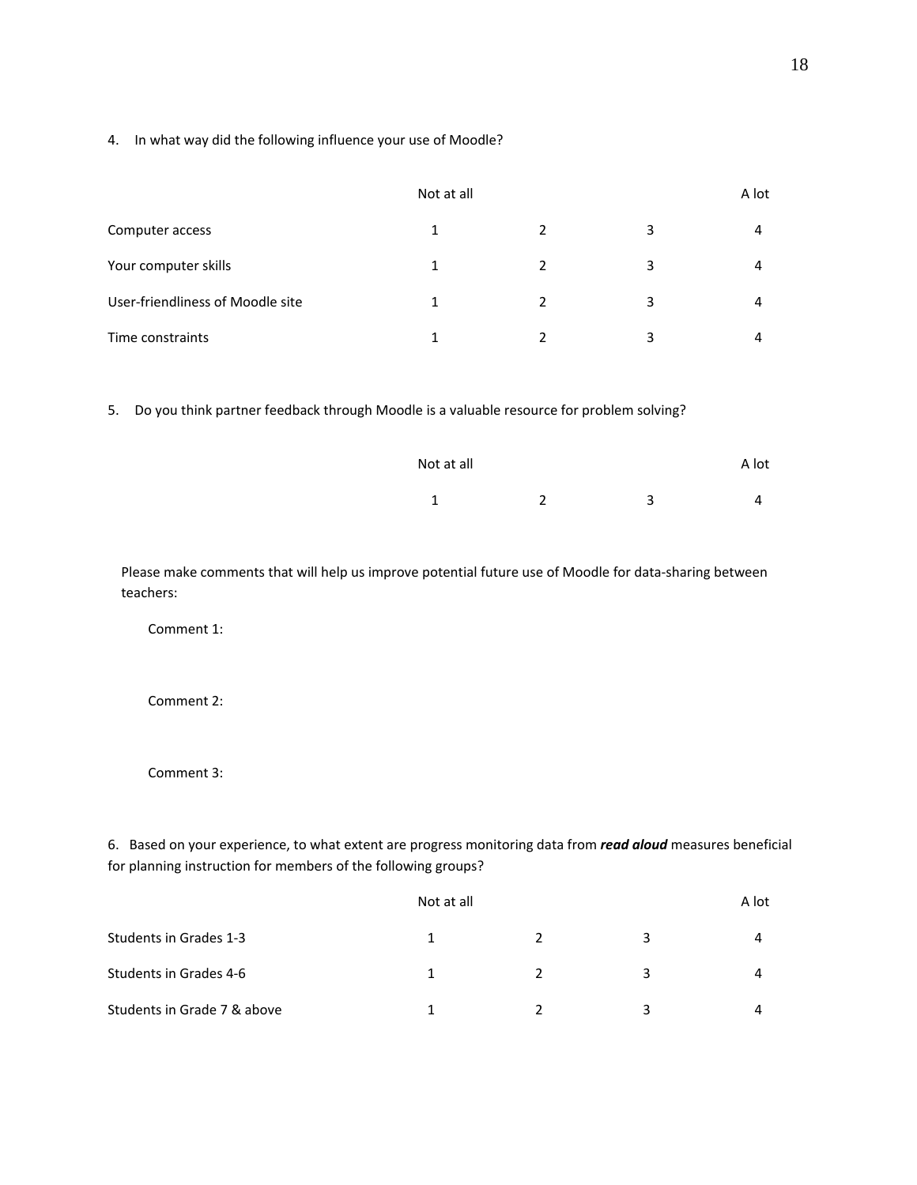4. In what way did the following influence your use of Moodle?

| | Not at all | | | A lot |
|---|---|---|---|---|
| Computer access | 1 | 2 | 3 | 4 |
| Your computer skills | 1 | 2 | 3 | 4 |
| User-friendliness of Moodle site | 1 | 2 | 3 | 4 |
| Time constraints | 1 | 2 | 3 | 4 |

5. Do you think partner feedback through Moodle is a valuable resource for problem solving?

| Not at all | | | A lot |
|---|---|---|---|
| 1 | 2 | 3 | 4 |

Please make comments that will help us improve potential future use of Moodle for data-sharing between teachers:

Comment 1:

Comment 2:

Comment 3:

6. Based on your experience, to what extent are progress monitoring data from ***read aloud*** measures beneficial for planning instruction for members of the following groups?

| | Not at all | | | A lot |
|---|---|---|---|---|
| Students in Grades 1-3 | 1 | 2 | 3 | 4 |
| Students in Grades 4-6 | 1 | 2 | 3 | 4 |
| Students in Grade 7 & above | 1 | 2 | 3 | 4 |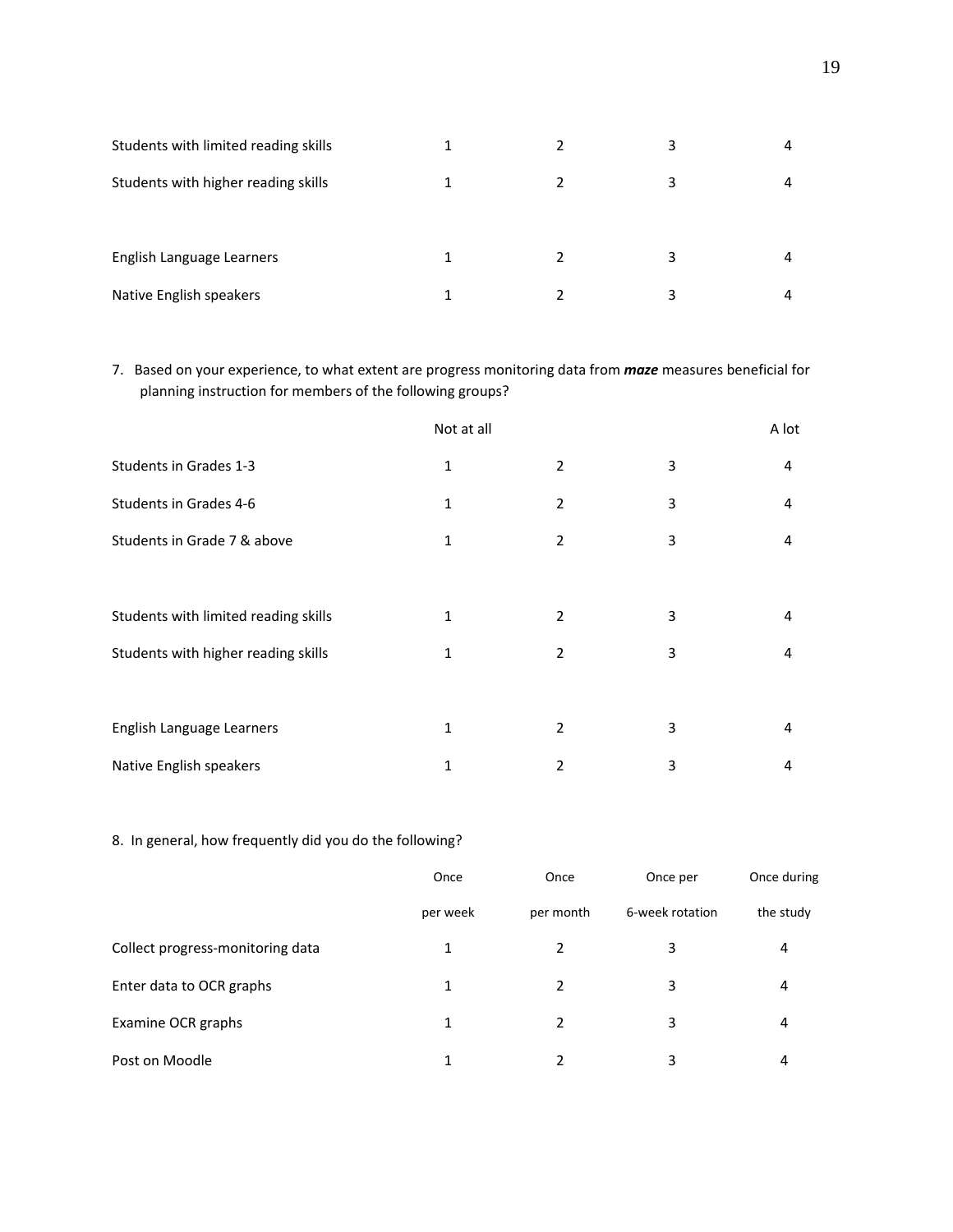| | | | | |
|---|---|---|---|---|
| Students with limited reading skills | 1 | 2 | 3 | 4 |
| Students with higher reading skills | 1 | 2 | 3 | 4 |
| | | | | |
| English Language Learners | 1 | 2 | 3 | 4 |
| Native English speakers | 1 | 2 | 3 | 4 |

7. Based on your experience, to what extent are progress monitoring data from ***maze*** measures beneficial for planning instruction for members of the following groups?

| | Not at all | | | A lot |
|---|---|---|---|---|
| Students in Grades 1-3 | 1 | 2 | 3 | 4 |
| Students in Grades 4-6 | 1 | 2 | 3 | 4 |
| Students in Grade 7 & above | 1 | 2 | 3 | 4 |
| | | | | |
| Students with limited reading skills | 1 | 2 | 3 | 4 |
| Students with higher reading skills | 1 | 2 | 3 | 4 |
| | | | | |
| English Language Learners | 1 | 2 | 3 | 4 |
| Native English speakers | 1 | 2 | 3 | 4 |

8. In general, how frequently did you do the following?

| | Once per week | Once per month | Once per 6-week rotation | Once during the study |
|---|---|---|---|---|
| Collect progress-monitoring data | 1 | 2 | 3 | 4 |
| Enter data to OCR graphs | 1 | 2 | 3 | 4 |
| Examine OCR graphs | 1 | 2 | 3 | 4 |
| Post on Moodle | 1 | 2 | 3 | 4 |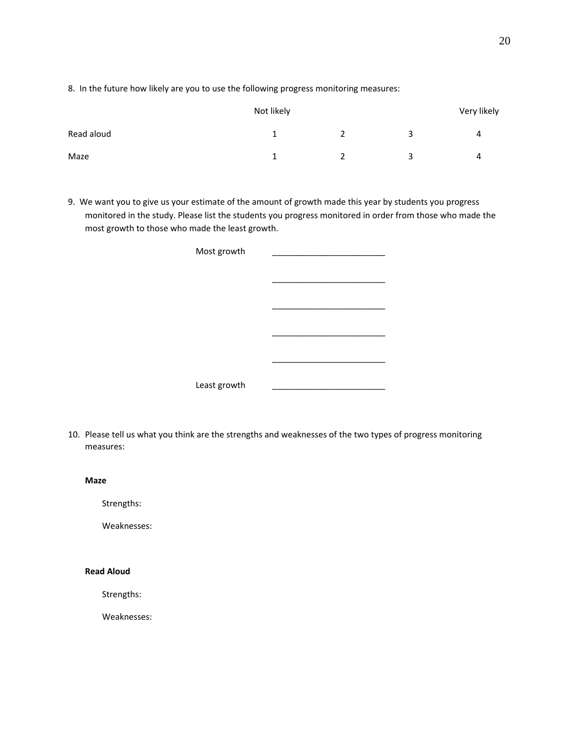8. In the future how likely are you to use the following progress monitoring measures:

| | Not likely | | | Very likely |
|---|---|---|---|---|
| Read aloud | 1 | 2 | 3 | 4 |
| Maze | 1 | 2 | 3 | 4 |

9. We want you to give us your estimate of the amount of growth made this year by students you progress monitored in the study. Please list the students you progress monitored in order from those who made the most growth to those who made the least growth.

Most growth ________________________

________________________

________________________

________________________

________________________

Least growth ________________________

10. Please tell us what you think are the strengths and weaknesses of the two types of progress monitoring measures:

**Maze**

Strengths:

Weaknesses:

**Read Aloud**

Strengths:

Weaknesses: